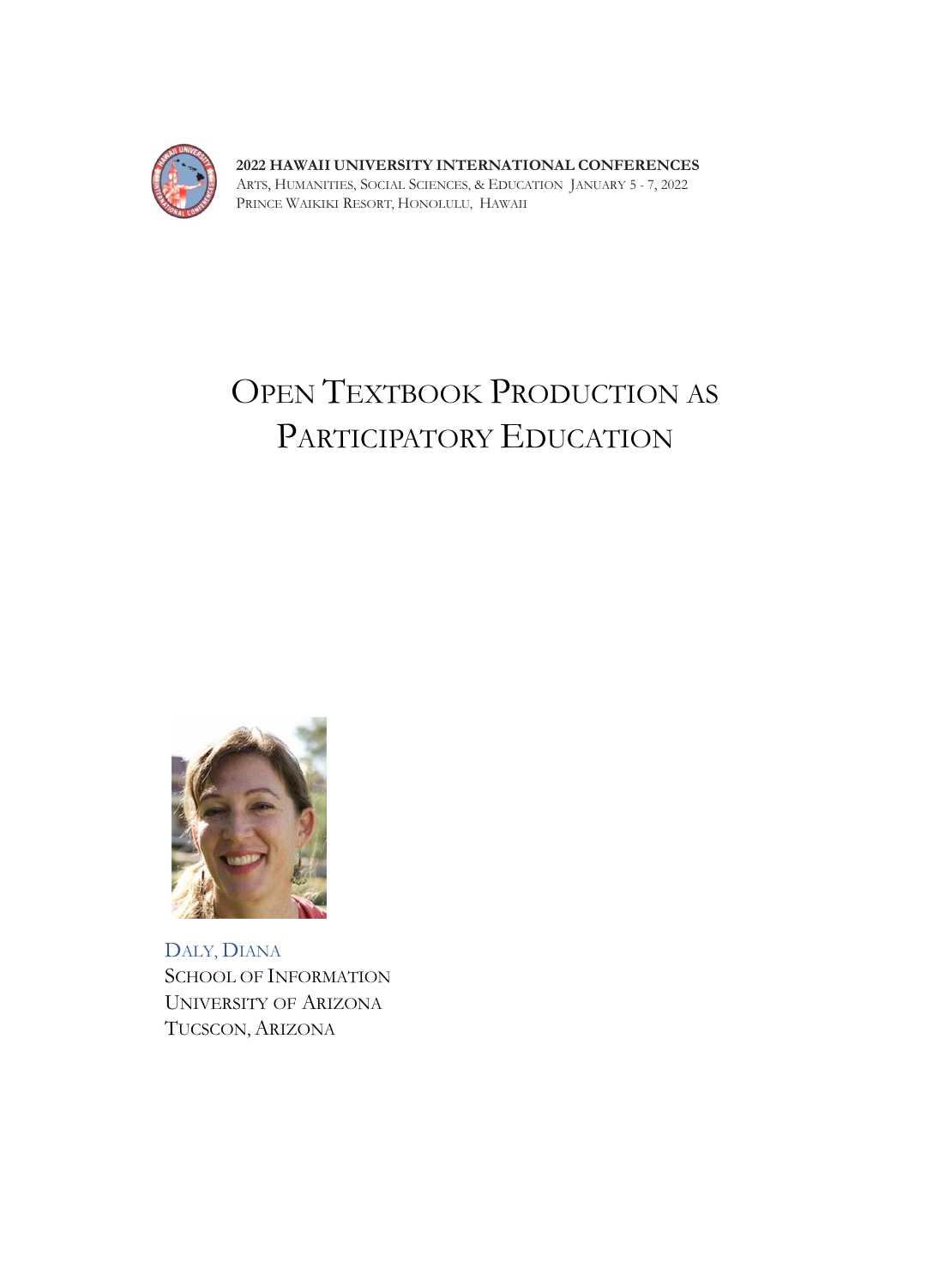**2022 HAWAII UNIVERSITY INTERNATIONAL CONFERENCES**
ARTS, HUMANITIES, SOCIAL SCIENCES, & EDUCATION JANUARY 5 - 7, 2022
PRINCE WAIKIKI RESORT, HONOLULU, HAWAII

# OPEN TEXTBOOK PRODUCTION AS PARTICIPATORY EDUCATION

DALY, DIANA
SCHOOL OF INFORMATION
UNIVERSITY OF ARIZONA
TUCSCON, ARIZONA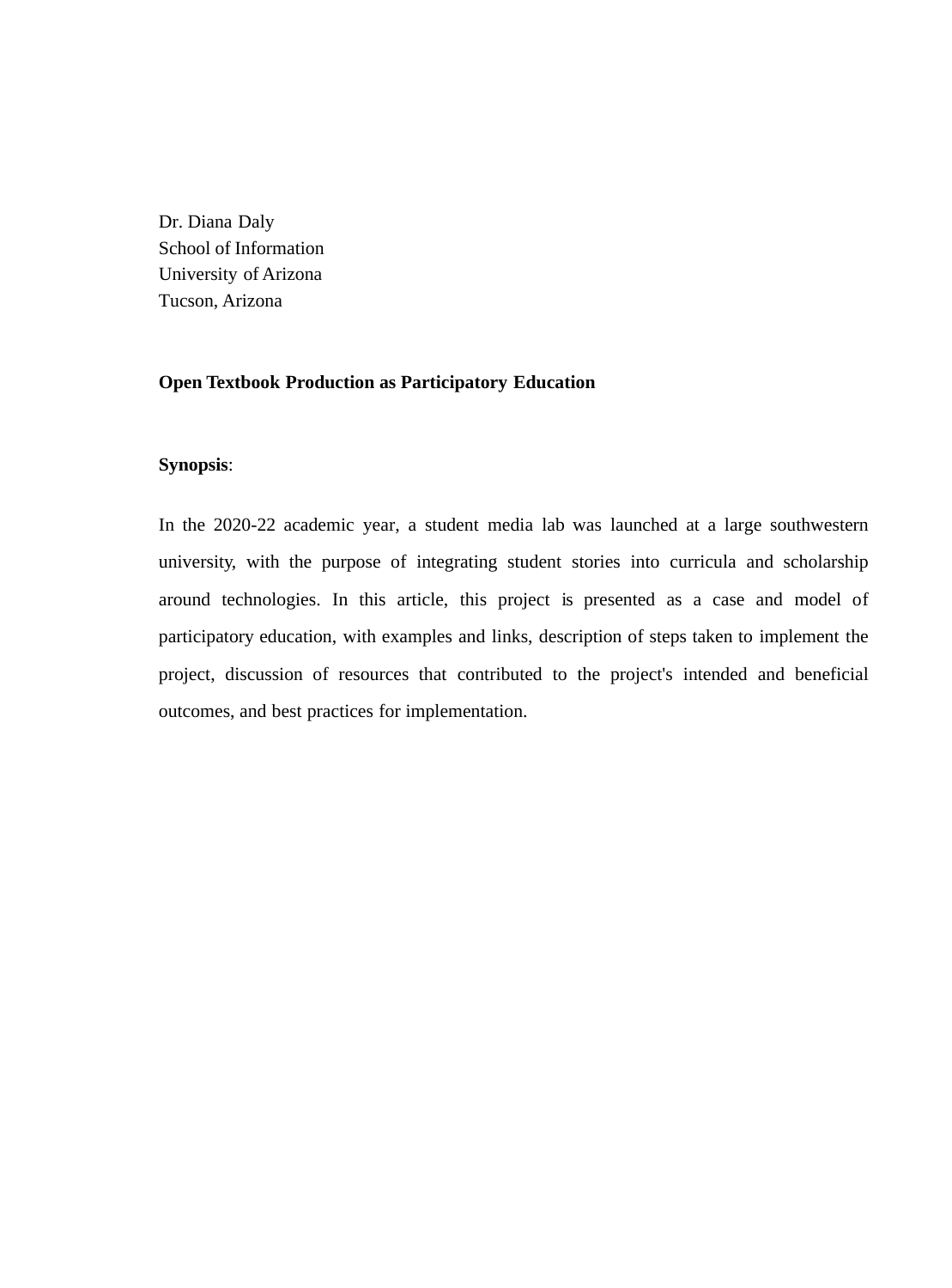Dr. Diana Daly
School of Information
University of Arizona
Tucson, Arizona

**Open Textbook Production as Participatory Education**

**Synopsis**:

In the 2020-22 academic year, a student media lab was launched at a large southwestern university, with the purpose of integrating student stories into curricula and scholarship around technologies. In this article, this project is presented as a case and model of participatory education, with examples and links, description of steps taken to implement the project, discussion of resources that contributed to the project's intended and beneficial outcomes, and best practices for implementation.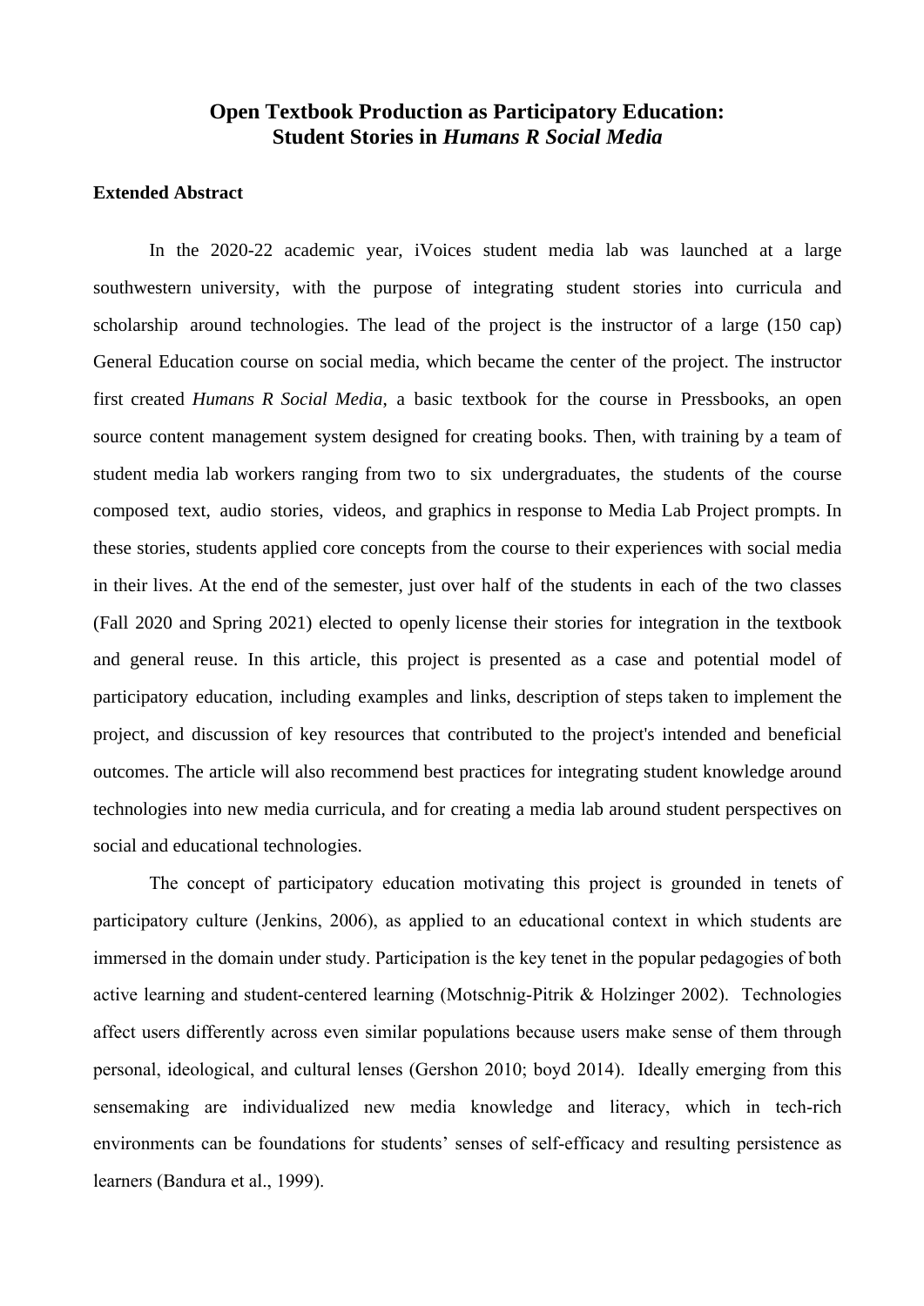# Open Textbook Production as Participatory Education: Student Stories in *Humans R Social Media*

**Extended Abstract**

In the 2020-22 academic year, iVoices student media lab was launched at a large southwestern university, with the purpose of integrating student stories into curricula and scholarship around technologies. The lead of the project is the instructor of a large (150 cap) General Education course on social media, which became the center of the project. The instructor first created *Humans R Social Media*, a basic textbook for the course in Pressbooks, an open source content management system designed for creating books. Then, with training by a team of student media lab workers ranging from two to six undergraduates, the students of the course composed text, audio stories, videos, and graphics in response to Media Lab Project prompts. In these stories, students applied core concepts from the course to their experiences with social media in their lives. At the end of the semester, just over half of the students in each of the two classes (Fall 2020 and Spring 2021) elected to openly license their stories for integration in the textbook and general reuse. In this article, this project is presented as a case and potential model of participatory education, including examples and links, description of steps taken to implement the project, and discussion of key resources that contributed to the project's intended and beneficial outcomes. The article will also recommend best practices for integrating student knowledge around technologies into new media curricula, and for creating a media lab around student perspectives on social and educational technologies.

The concept of participatory education motivating this project is grounded in tenets of participatory culture (Jenkins, 2006), as applied to an educational context in which students are immersed in the domain under study. Participation is the key tenet in the popular pedagogies of both active learning and student-centered learning (Motschnig-Pitrik & Holzinger 2002). Technologies affect users differently across even similar populations because users make sense of them through personal, ideological, and cultural lenses (Gershon 2010; boyd 2014). Ideally emerging from this sensemaking are individualized new media knowledge and literacy, which in tech-rich environments can be foundations for students' senses of self-efficacy and resulting persistence as learners (Bandura et al., 1999).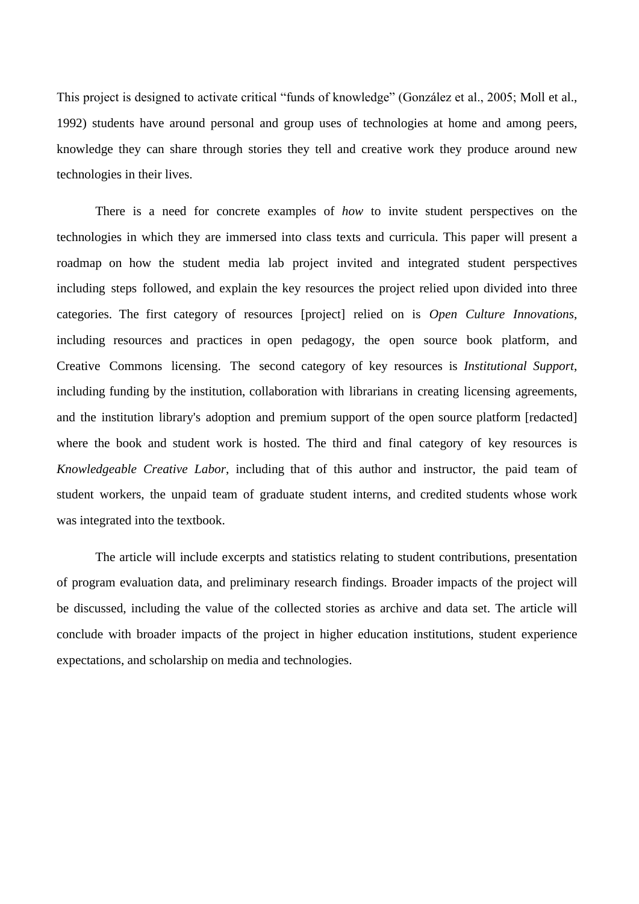This project is designed to activate critical "funds of knowledge" (González et al., 2005; Moll et al., 1992) students have around personal and group uses of technologies at home and among peers, knowledge they can share through stories they tell and creative work they produce around new technologies in their lives.

There is a need for concrete examples of *how* to invite student perspectives on the technologies in which they are immersed into class texts and curricula. This paper will present a roadmap on how the student media lab project invited and integrated student perspectives including steps followed, and explain the key resources the project relied upon divided into three categories. The first category of resources [project] relied on is *Open Culture Innovations*, including resources and practices in open pedagogy, the open source book platform, and Creative Commons licensing. The second category of key resources is *Institutional Support*, including funding by the institution, collaboration with librarians in creating licensing agreements, and the institution library's adoption and premium support of the open source platform [redacted] where the book and student work is hosted. The third and final category of key resources is *Knowledgeable Creative Labor*, including that of this author and instructor, the paid team of student workers, the unpaid team of graduate student interns, and credited students whose work was integrated into the textbook.

The article will include excerpts and statistics relating to student contributions, presentation of program evaluation data, and preliminary research findings. Broader impacts of the project will be discussed, including the value of the collected stories as archive and data set. The article will conclude with broader impacts of the project in higher education institutions, student experience expectations, and scholarship on media and technologies.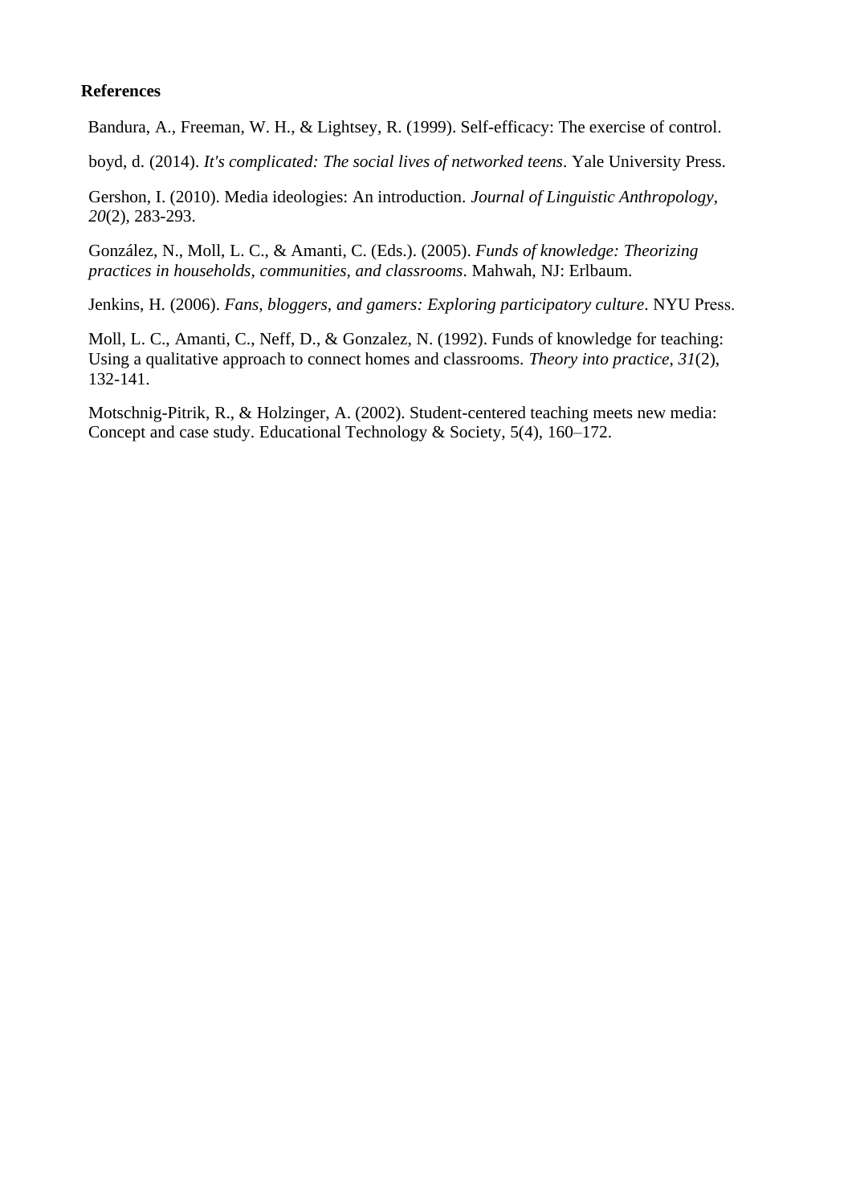**References**

Bandura, A., Freeman, W. H., & Lightsey, R. (1999). Self-efficacy: The exercise of control.

boyd, d. (2014). *It's complicated: The social lives of networked teens*. Yale University Press.

Gershon, I. (2010). Media ideologies: An introduction. *Journal of Linguistic Anthropology*, *20*(2), 283-293.

González, N., Moll, L. C., & Amanti, C. (Eds.). (2005). *Funds of knowledge: Theorizing practices in households, communities, and classrooms*. Mahwah, NJ: Erlbaum.

Jenkins, H. (2006). *Fans, bloggers, and gamers: Exploring participatory culture*. NYU Press.

Moll, L. C., Amanti, C., Neff, D., & Gonzalez, N. (1992). Funds of knowledge for teaching: Using a qualitative approach to connect homes and classrooms. *Theory into practice*, *31*(2), 132-141.

Motschnig-Pitrik, R., & Holzinger, A. (2002). Student-centered teaching meets new media: Concept and case study. Educational Technology & Society, 5(4), 160–172.